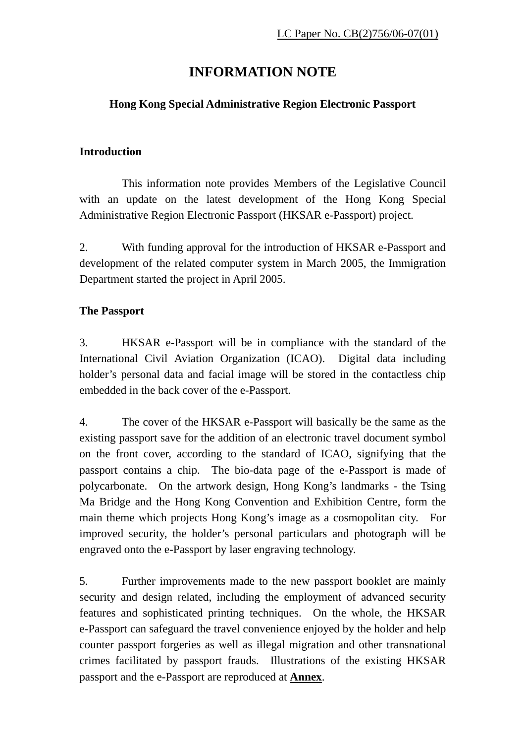LC Paper No. CB(2)756/06-07(01)

# INFORMATION NOTE

## Hong Kong Special Administrative Region Electronic Passport

### Introduction

This information note provides Members of the Legislative Council with an update on the latest development of the Hong Kong Special Administrative Region Electronic Passport (HKSAR e-Passport) project.

2. With funding approval for the introduction of HKSAR e-Passport and development of the related computer system in March 2005, the Immigration Department started the project in April 2005.

### The Passport

3. HKSAR e-Passport will be in compliance with the standard of the International Civil Aviation Organization (ICAO). Digital data including holder's personal data and facial image will be stored in the contactless chip embedded in the back cover of the e-Passport.

4. The cover of the HKSAR e-Passport will basically be the same as the existing passport save for the addition of an electronic travel document symbol on the front cover, according to the standard of ICAO, signifying that the passport contains a chip. The bio-data page of the e-Passport is made of polycarbonate. On the artwork design, Hong Kong's landmarks - the Tsing Ma Bridge and the Hong Kong Convention and Exhibition Centre, form the main theme which projects Hong Kong's image as a cosmopolitan city. For improved security, the holder's personal particulars and photograph will be engraved onto the e-Passport by laser engraving technology.

5. Further improvements made to the new passport booklet are mainly security and design related, including the employment of advanced security features and sophisticated printing techniques. On the whole, the HKSAR e-Passport can safeguard the travel convenience enjoyed by the holder and help counter passport forgeries as well as illegal migration and other transnational crimes facilitated by passport frauds. Illustrations of the existing HKSAR passport and the e-Passport are reproduced at **Annex**.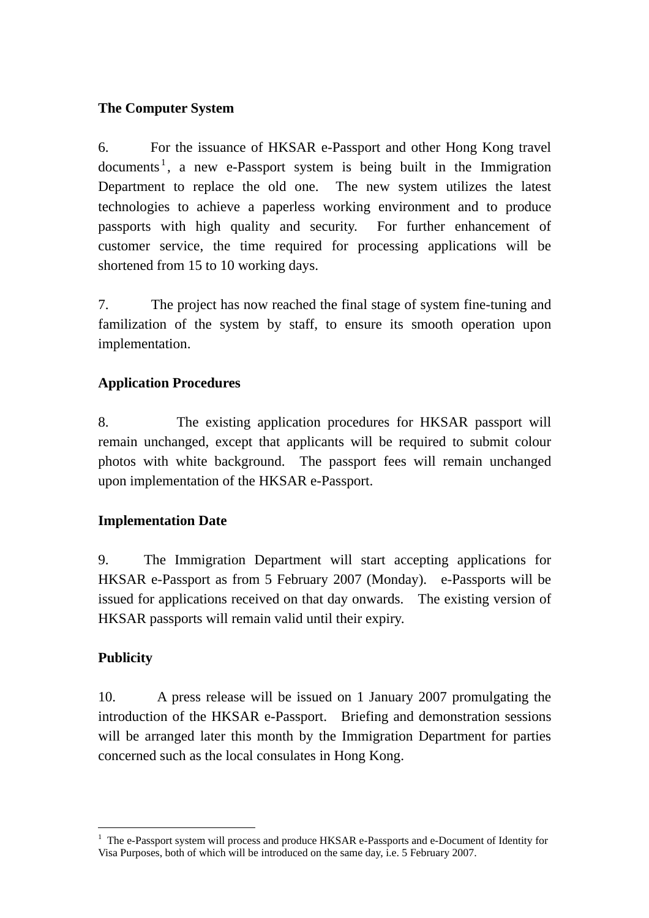**The Computer System**

6. For the issuance of HKSAR e-Passport and other Hong Kong travel documents[1], a new e-Passport system is being built in the Immigration Department to replace the old one. The new system utilizes the latest technologies to achieve a paperless working environment and to produce passports with high quality and security. For further enhancement of customer service, the time required for processing applications will be shortened from 15 to 10 working days.

7. The project has now reached the final stage of system fine-tuning and familization of the system by staff, to ensure its smooth operation upon implementation.

**Application Procedures**

8. The existing application procedures for HKSAR passport will remain unchanged, except that applicants will be required to submit colour photos with white background. The passport fees will remain unchanged upon implementation of the HKSAR e-Passport.

**Implementation Date**

9. The Immigration Department will start accepting applications for HKSAR e-Passport as from 5 February 2007 (Monday). e-Passports will be issued for applications received on that day onwards. The existing version of HKSAR passports will remain valid until their expiry.

**Publicity**

10. A press release will be issued on 1 January 2007 promulgating the introduction of the HKSAR e-Passport. Briefing and demonstration sessions will be arranged later this month by the Immigration Department for parties concerned such as the local consulates in Hong Kong.

---

[1] The e-Passport system will process and produce HKSAR e-Passports and e-Document of Identity for Visa Purposes, both of which will be introduced on the same day, i.e. 5 February 2007.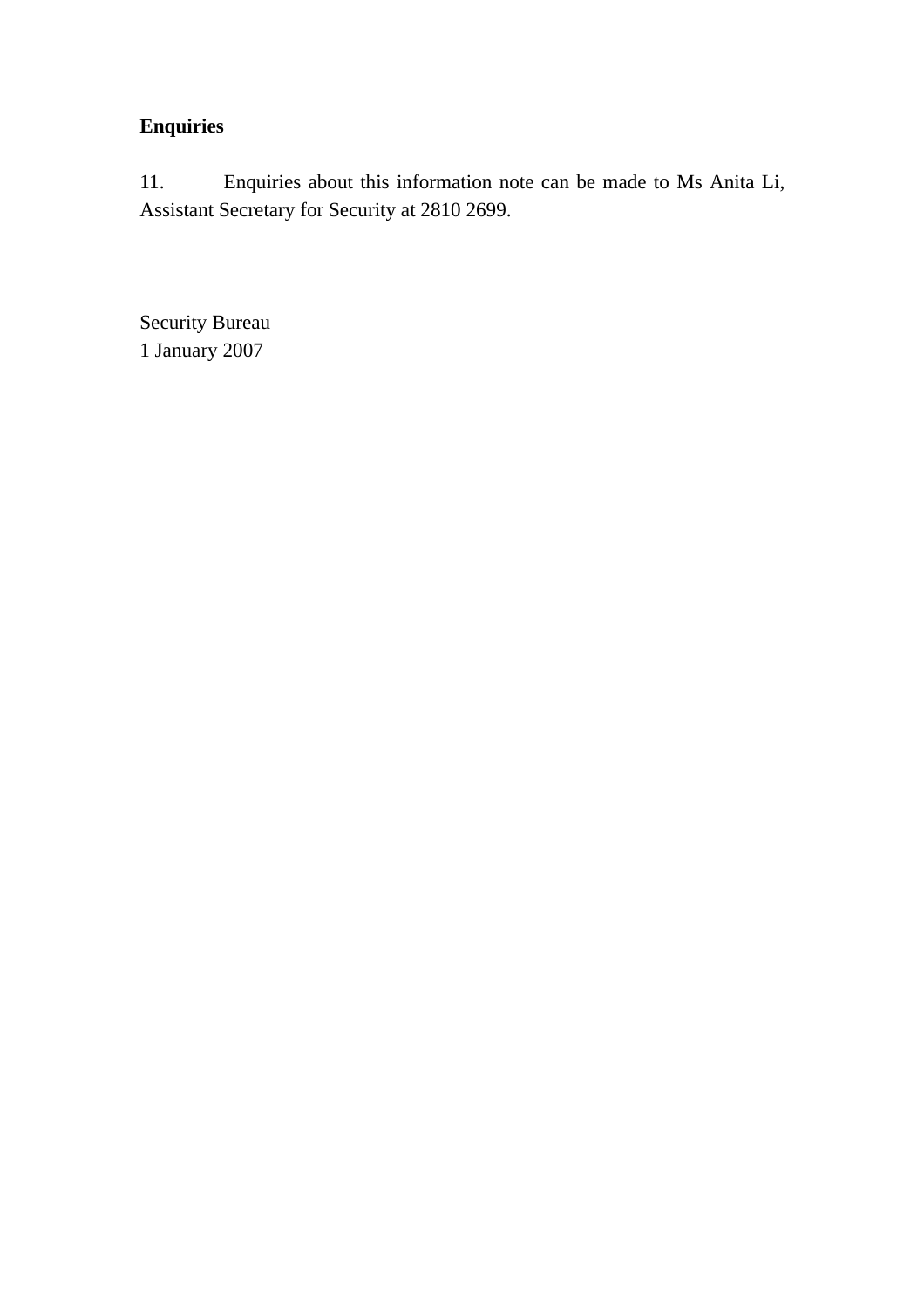**Enquiries**

11. Enquiries about this information note can be made to Ms Anita Li, Assistant Secretary for Security at 2810 2699.

Security Bureau
1 January 2007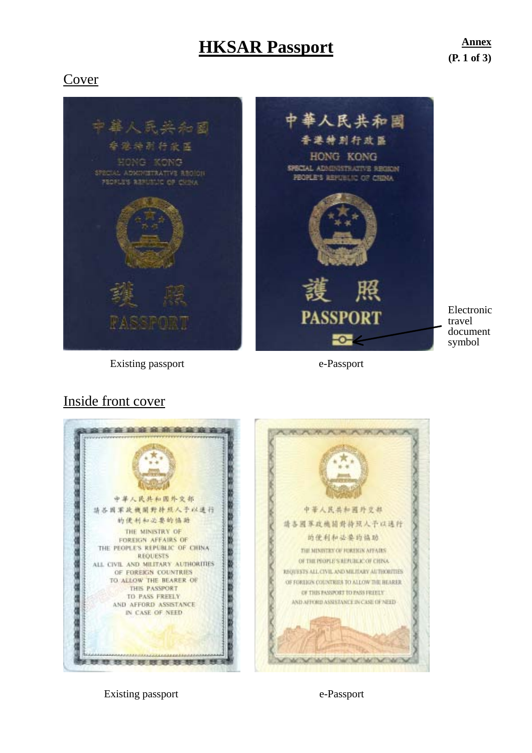# HKSAR Passport

**Annex**
**(P. 1 of 3)**

## Cover

Electronic travel document symbol

Existing passport

e-Passport

## Inside front cover

Existing passport

e-Passport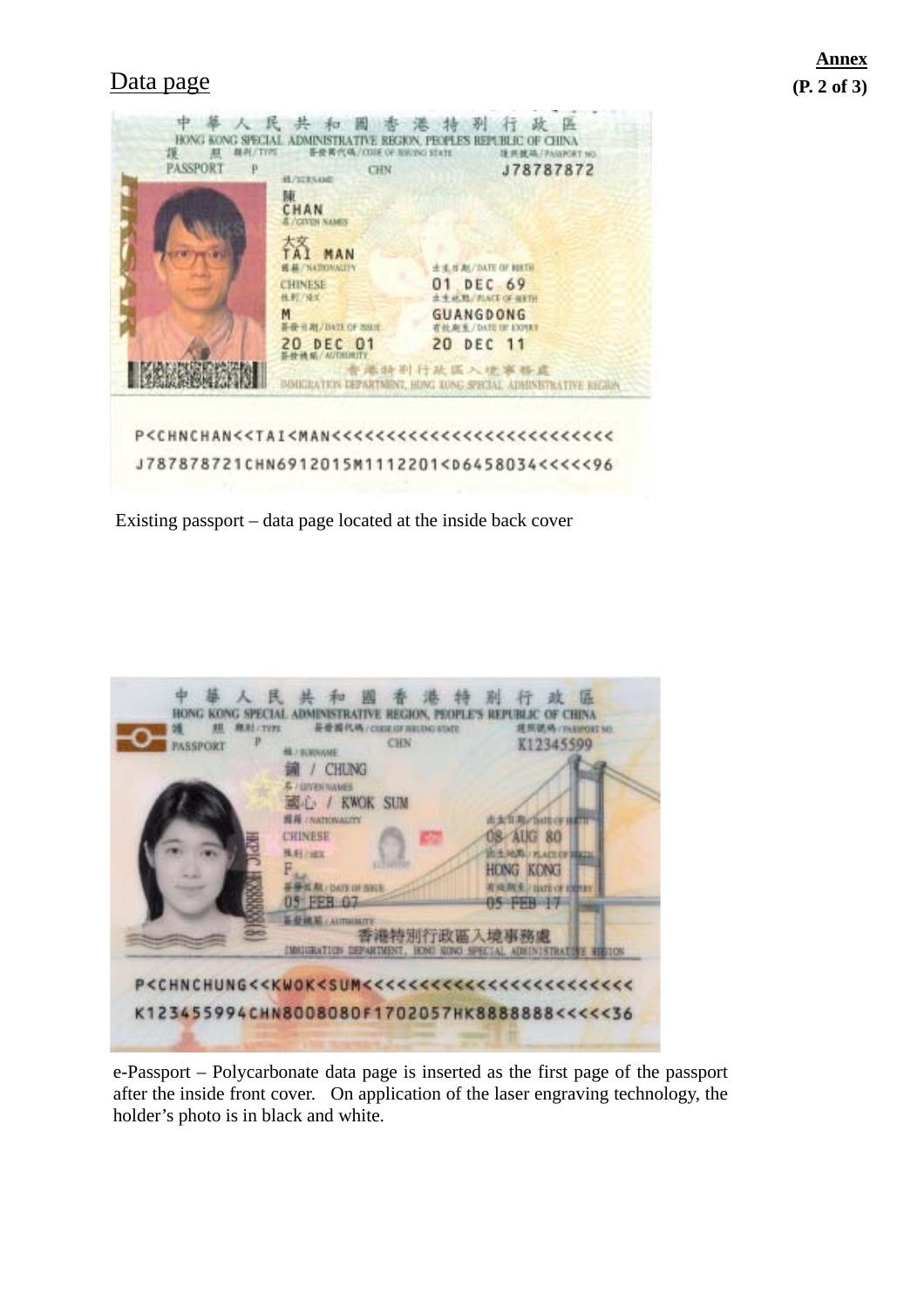**Annex**

## Data page

Existing passport – data page located at the inside back cover

e-Passport – Polycarbonate data page is inserted as the first page of the passport after the inside front cover. On application of the laser engraving technology, the holder's photo is in black and white.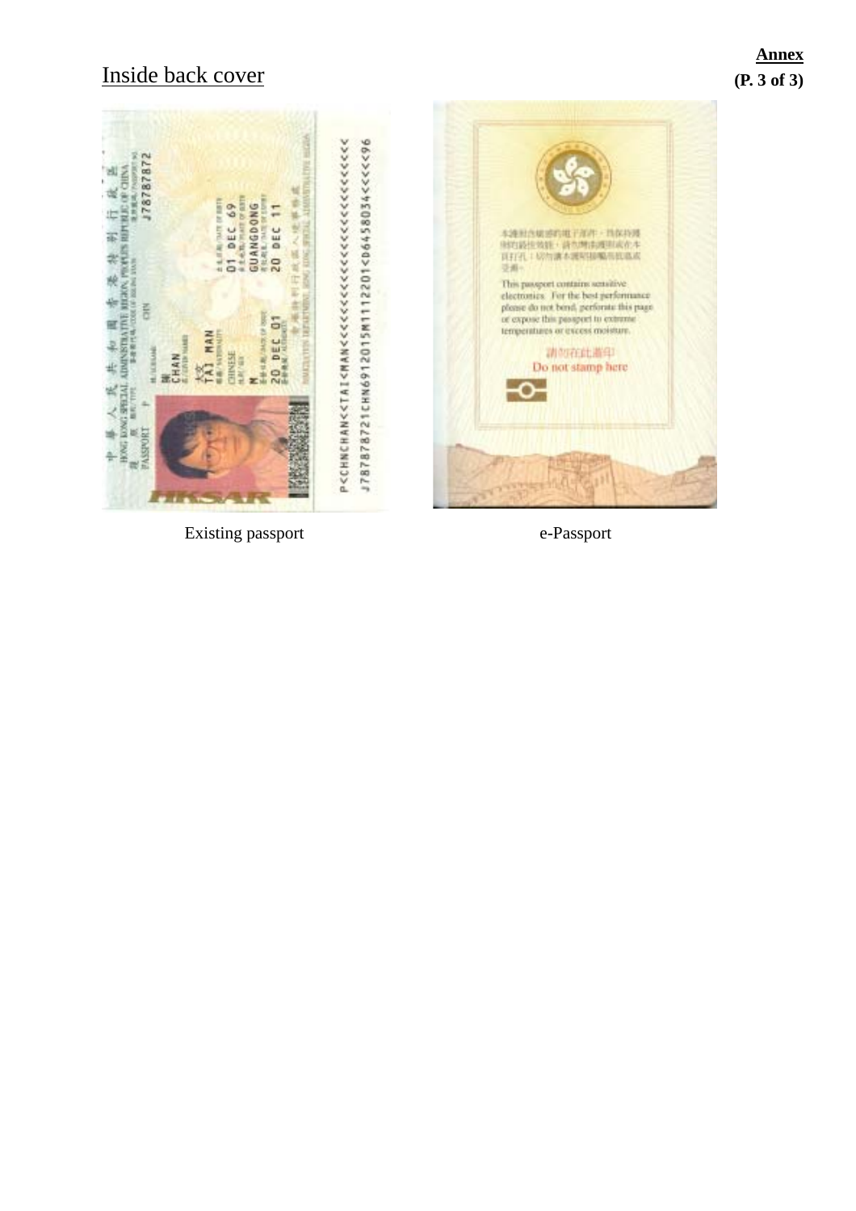**Annex**
**(P. 3 of 3)**

## Inside back cover

Existing passport

e-Passport